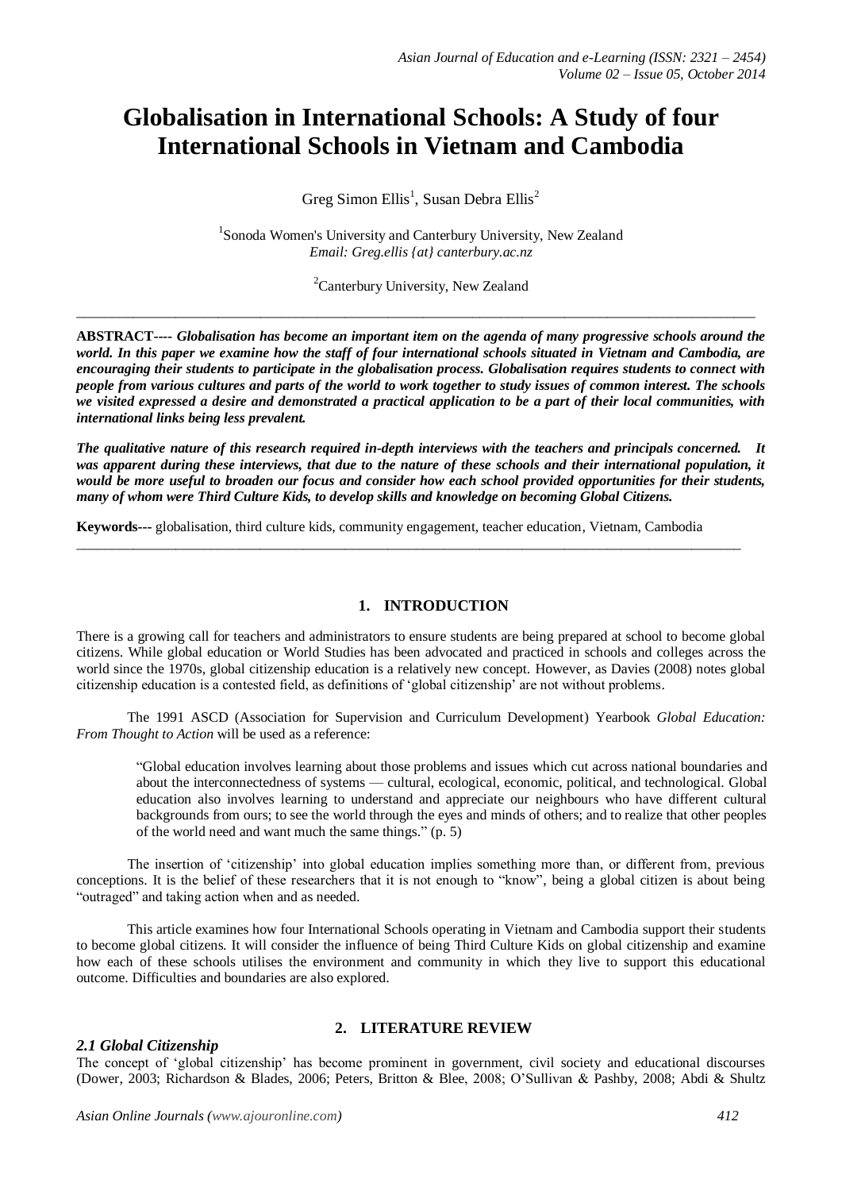# Globalisation in International Schools: A Study of four International Schools in Vietnam and Cambodia

Greg Simon Ellis[1], Susan Debra Ellis[2]

[1]Sonoda Women's University and Canterbury University, New Zealand
*Email: Greg.ellis {at} canterbury.ac.nz*

[2]Canterbury University, New Zealand

---

**ABSTRACT----** ***Globalisation has become an important item on the agenda of many progressive schools around the world. In this paper we examine how the staff of four international schools situated in Vietnam and Cambodia, are encouraging their students to participate in the globalisation process. Globalisation requires students to connect with people from various cultures and parts of the world to work together to study issues of common interest. The schools we visited expressed a desire and demonstrated a practical application to be a part of their local communities, with international links being less prevalent.***

***The qualitative nature of this research required in-depth interviews with the teachers and principals concerned. It was apparent during these interviews, that due to the nature of these schools and their international population, it would be more useful to broaden our focus and consider how each school provided opportunities for their students, many of whom were Third Culture Kids, to develop skills and knowledge on becoming Global Citizens.***

**Keywords---** globalisation, third culture kids, community engagement, teacher education, Vietnam, Cambodia

---

## 1. INTRODUCTION

There is a growing call for teachers and administrators to ensure students are being prepared at school to become global citizens. While global education or World Studies has been advocated and practiced in schools and colleges across the world since the 1970s, global citizenship education is a relatively new concept. However, as Davies (2008) notes global citizenship education is a contested field, as definitions of 'global citizenship' are not without problems.

The 1991 ASCD (Association for Supervision and Curriculum Development) Yearbook *Global Education: From Thought to Action* will be used as a reference:

> "Global education involves learning about those problems and issues which cut across national boundaries and about the interconnectedness of systems — cultural, ecological, economic, political, and technological. Global education also involves learning to understand and appreciate our neighbours who have different cultural backgrounds from ours; to see the world through the eyes and minds of others; and to realize that other peoples of the world need and want much the same things." (p. 5)

The insertion of 'citizenship' into global education implies something more than, or different from, previous conceptions. It is the belief of these researchers that it is not enough to "know", being a global citizen is about being "outraged" and taking action when and as needed.

This article examines how four International Schools operating in Vietnam and Cambodia support their students to become global citizens. It will consider the influence of being Third Culture Kids on global citizenship and examine how each of these schools utilises the environment and community in which they live to support this educational outcome. Difficulties and boundaries are also explored.

## 2. LITERATURE REVIEW

### *2.1 Global Citizenship*

The concept of 'global citizenship' has become prominent in government, civil society and educational discourses (Dower, 2003; Richardson & Blades, 2006; Peters, Britton & Blee, 2008; O'Sullivan & Pashby, 2008; Abdi & Shultz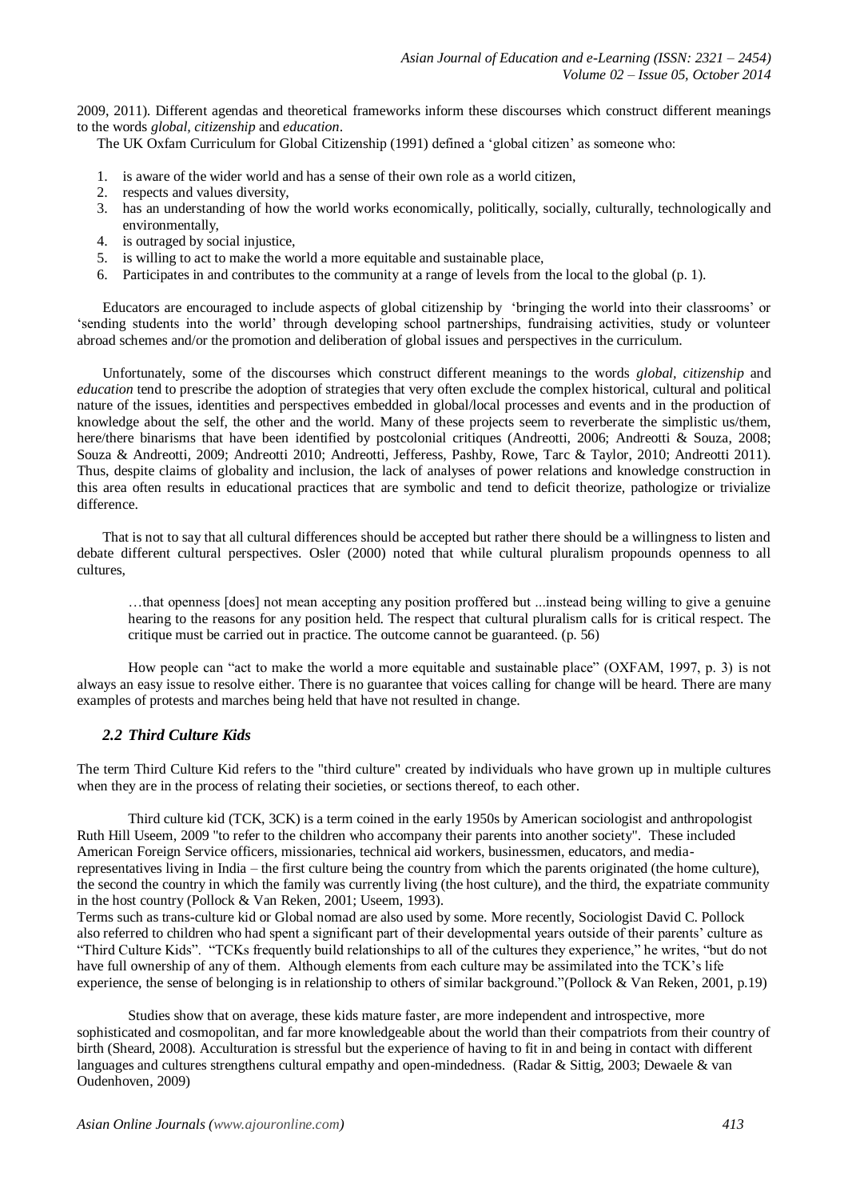2009, 2011). Different agendas and theoretical frameworks inform these discourses which construct different meanings to the words *global, citizenship* and *education*.

The UK Oxfam Curriculum for Global Citizenship (1991) defined a 'global citizen' as someone who:

1. is aware of the wider world and has a sense of their own role as a world citizen,
2. respects and values diversity,
3. has an understanding of how the world works economically, politically, socially, culturally, technologically and environmentally,
4. is outraged by social injustice,
5. is willing to act to make the world a more equitable and sustainable place,
6. Participates in and contributes to the community at a range of levels from the local to the global (p. 1).

Educators are encouraged to include aspects of global citizenship by 'bringing the world into their classrooms' or 'sending students into the world' through developing school partnerships, fundraising activities, study or volunteer abroad schemes and/or the promotion and deliberation of global issues and perspectives in the curriculum.

Unfortunately, some of the discourses which construct different meanings to the words *global, citizenship* and *education* tend to prescribe the adoption of strategies that very often exclude the complex historical, cultural and political nature of the issues, identities and perspectives embedded in global/local processes and events and in the production of knowledge about the self, the other and the world. Many of these projects seem to reverberate the simplistic us/them, here/there binarisms that have been identified by postcolonial critiques (Andreotti, 2006; Andreotti & Souza, 2008; Souza & Andreotti, 2009; Andreotti 2010; Andreotti, Jefferess, Pashby, Rowe, Tarc & Taylor, 2010; Andreotti 2011). Thus, despite claims of globality and inclusion, the lack of analyses of power relations and knowledge construction in this area often results in educational practices that are symbolic and tend to deficit theorize, pathologize or trivialize difference.

That is not to say that all cultural differences should be accepted but rather there should be a willingness to listen and debate different cultural perspectives. Osler (2000) noted that while cultural pluralism propounds openness to all cultures,

> …that openness [does] not mean accepting any position proffered but ...instead being willing to give a genuine hearing to the reasons for any position held. The respect that cultural pluralism calls for is critical respect. The critique must be carried out in practice. The outcome cannot be guaranteed. (p. 56)

How people can "act to make the world a more equitable and sustainable place" (OXFAM, 1997, p. 3) is not always an easy issue to resolve either. There is no guarantee that voices calling for change will be heard. There are many examples of protests and marches being held that have not resulted in change.

### *2.2 Third Culture Kids*

The term Third Culture Kid refers to the "third culture" created by individuals who have grown up in multiple cultures when they are in the process of relating their societies, or sections thereof, to each other.

Third culture kid (TCK, 3CK) is a term coined in the early 1950s by American sociologist and anthropologist Ruth Hill Useem, 2009 "to refer to the children who accompany their parents into another society". These included American Foreign Service officers, missionaries, technical aid workers, businessmen, educators, and media-representatives living in India – the first culture being the country from which the parents originated (the home culture), the second the country in which the family was currently living (the host culture), and the third, the expatriate community in the host country (Pollock & Van Reken, 2001; Useem, 1993).

Terms such as trans-culture kid or Global nomad are also used by some. More recently, Sociologist David C. Pollock also referred to children who had spent a significant part of their developmental years outside of their parents' culture as "Third Culture Kids". "TCKs frequently build relationships to all of the cultures they experience," he writes, "but do not have full ownership of any of them. Although elements from each culture may be assimilated into the TCK's life experience, the sense of belonging is in relationship to others of similar background."(Pollock & Van Reken, 2001, p.19)

Studies show that on average, these kids mature faster, are more independent and introspective, more sophisticated and cosmopolitan, and far more knowledgeable about the world than their compatriots from their country of birth (Sheard, 2008). Acculturation is stressful but the experience of having to fit in and being in contact with different languages and cultures strengthens cultural empathy and open-mindedness. (Radar & Sittig, 2003; Dewaele & van Oudenhoven, 2009)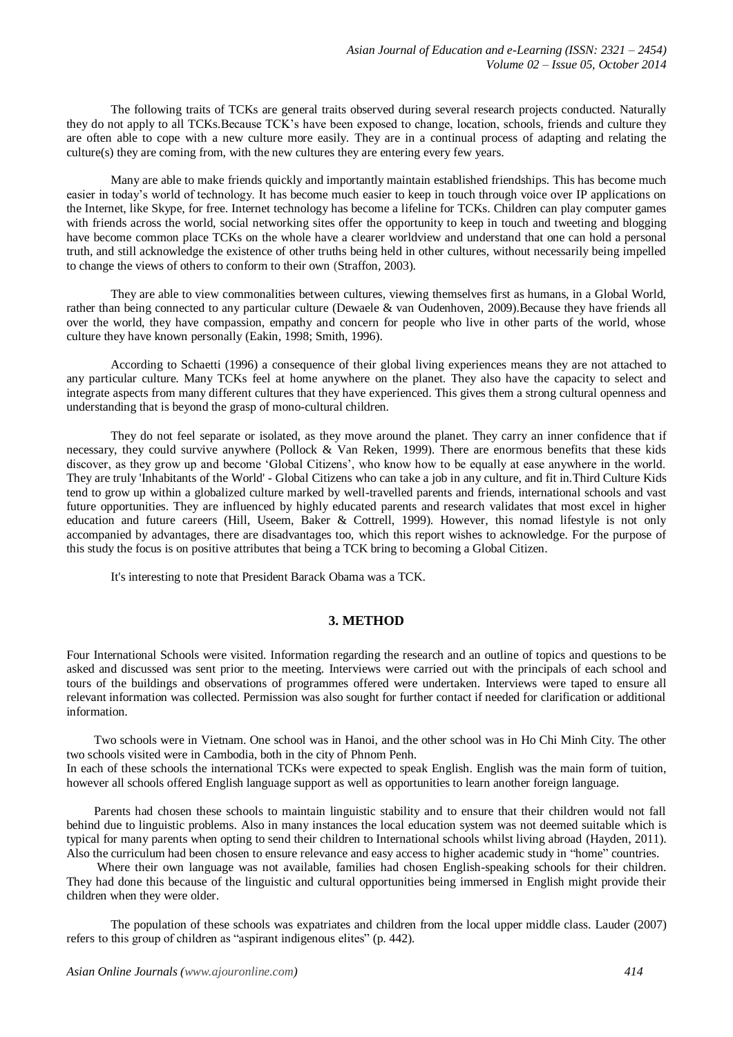The following traits of TCKs are general traits observed during several research projects conducted. Naturally they do not apply to all TCKs.Because TCK's have been exposed to change, location, schools, friends and culture they are often able to cope with a new culture more easily. They are in a continual process of adapting and relating the culture(s) they are coming from, with the new cultures they are entering every few years.

Many are able to make friends quickly and importantly maintain established friendships. This has become much easier in today's world of technology. It has become much easier to keep in touch through voice over IP applications on the Internet, like Skype, for free. Internet technology has become a lifeline for TCKs. Children can play computer games with friends across the world, social networking sites offer the opportunity to keep in touch and tweeting and blogging have become common place TCKs on the whole have a clearer worldview and understand that one can hold a personal truth, and still acknowledge the existence of other truths being held in other cultures, without necessarily being impelled to change the views of others to conform to their own (Straffon, 2003).

They are able to view commonalities between cultures, viewing themselves first as humans, in a Global World, rather than being connected to any particular culture (Dewaele & van Oudenhoven, 2009).Because they have friends all over the world, they have compassion, empathy and concern for people who live in other parts of the world, whose culture they have known personally (Eakin, 1998; Smith, 1996).

According to Schaetti (1996) a consequence of their global living experiences means they are not attached to any particular culture. Many TCKs feel at home anywhere on the planet. They also have the capacity to select and integrate aspects from many different cultures that they have experienced. This gives them a strong cultural openness and understanding that is beyond the grasp of mono-cultural children.

They do not feel separate or isolated, as they move around the planet. They carry an inner confidence that if necessary, they could survive anywhere (Pollock & Van Reken, 1999). There are enormous benefits that these kids discover, as they grow up and become 'Global Citizens', who know how to be equally at ease anywhere in the world. They are truly 'Inhabitants of the World' - Global Citizens who can take a job in any culture, and fit in.Third Culture Kids tend to grow up within a globalized culture marked by well-travelled parents and friends, international schools and vast future opportunities. They are influenced by highly educated parents and research validates that most excel in higher education and future careers (Hill, Useem, Baker & Cottrell, 1999). However, this nomad lifestyle is not only accompanied by advantages, there are disadvantages too, which this report wishes to acknowledge. For the purpose of this study the focus is on positive attributes that being a TCK bring to becoming a Global Citizen.

It's interesting to note that President Barack Obama was a TCK.

## 3. METHOD

Four International Schools were visited. Information regarding the research and an outline of topics and questions to be asked and discussed was sent prior to the meeting. Interviews were carried out with the principals of each school and tours of the buildings and observations of programmes offered were undertaken. Interviews were taped to ensure all relevant information was collected. Permission was also sought for further contact if needed for clarification or additional information.

Two schools were in Vietnam. One school was in Hanoi, and the other school was in Ho Chi Minh City. The other two schools visited were in Cambodia, both in the city of Phnom Penh.

In each of these schools the international TCKs were expected to speak English. English was the main form of tuition, however all schools offered English language support as well as opportunities to learn another foreign language.

Parents had chosen these schools to maintain linguistic stability and to ensure that their children would not fall behind due to linguistic problems. Also in many instances the local education system was not deemed suitable which is typical for many parents when opting to send their children to International schools whilst living abroad (Hayden, 2011). Also the curriculum had been chosen to ensure relevance and easy access to higher academic study in "home" countries.

Where their own language was not available, families had chosen English-speaking schools for their children. They had done this because of the linguistic and cultural opportunities being immersed in English might provide their children when they were older.

The population of these schools was expatriates and children from the local upper middle class. Lauder (2007) refers to this group of children as "aspirant indigenous elites" (p. 442).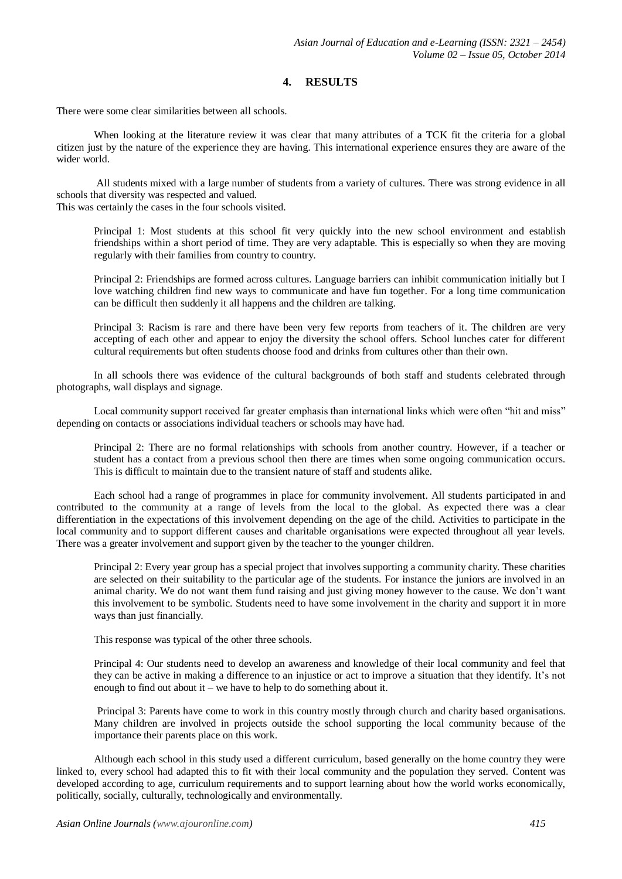## 4. RESULTS

There were some clear similarities between all schools.

When looking at the literature review it was clear that many attributes of a TCK fit the criteria for a global citizen just by the nature of the experience they are having. This international experience ensures they are aware of the wider world.

All students mixed with a large number of students from a variety of cultures. There was strong evidence in all schools that diversity was respected and valued.
This was certainly the cases in the four schools visited.

> Principal 1: Most students at this school fit very quickly into the new school environment and establish friendships within a short period of time. They are very adaptable. This is especially so when they are moving regularly with their families from country to country.

> Principal 2: Friendships are formed across cultures. Language barriers can inhibit communication initially but I love watching children find new ways to communicate and have fun together. For a long time communication can be difficult then suddenly it all happens and the children are talking.

> Principal 3: Racism is rare and there have been very few reports from teachers of it. The children are very accepting of each other and appear to enjoy the diversity the school offers. School lunches cater for different cultural requirements but often students choose food and drinks from cultures other than their own.

In all schools there was evidence of the cultural backgrounds of both staff and students celebrated through photographs, wall displays and signage.

Local community support received far greater emphasis than international links which were often "hit and miss" depending on contacts or associations individual teachers or schools may have had.

> Principal 2: There are no formal relationships with schools from another country. However, if a teacher or student has a contact from a previous school then there are times when some ongoing communication occurs. This is difficult to maintain due to the transient nature of staff and students alike.

Each school had a range of programmes in place for community involvement. All students participated in and contributed to the community at a range of levels from the local to the global. As expected there was a clear differentiation in the expectations of this involvement depending on the age of the child. Activities to participate in the local community and to support different causes and charitable organisations were expected throughout all year levels. There was a greater involvement and support given by the teacher to the younger children.

> Principal 2: Every year group has a special project that involves supporting a community charity. These charities are selected on their suitability to the particular age of the students. For instance the juniors are involved in an animal charity. We do not want them fund raising and just giving money however to the cause. We don't want this involvement to be symbolic. Students need to have some involvement in the charity and support it in more ways than just financially.

This response was typical of the other three schools.

> Principal 4: Our students need to develop an awareness and knowledge of their local community and feel that they can be active in making a difference to an injustice or act to improve a situation that they identify. It's not enough to find out about it – we have to help to do something about it.

> Principal 3: Parents have come to work in this country mostly through church and charity based organisations. Many children are involved in projects outside the school supporting the local community because of the importance their parents place on this work.

Although each school in this study used a different curriculum, based generally on the home country they were linked to, every school had adapted this to fit with their local community and the population they served. Content was developed according to age, curriculum requirements and to support learning about how the world works economically, politically, socially, culturally, technologically and environmentally.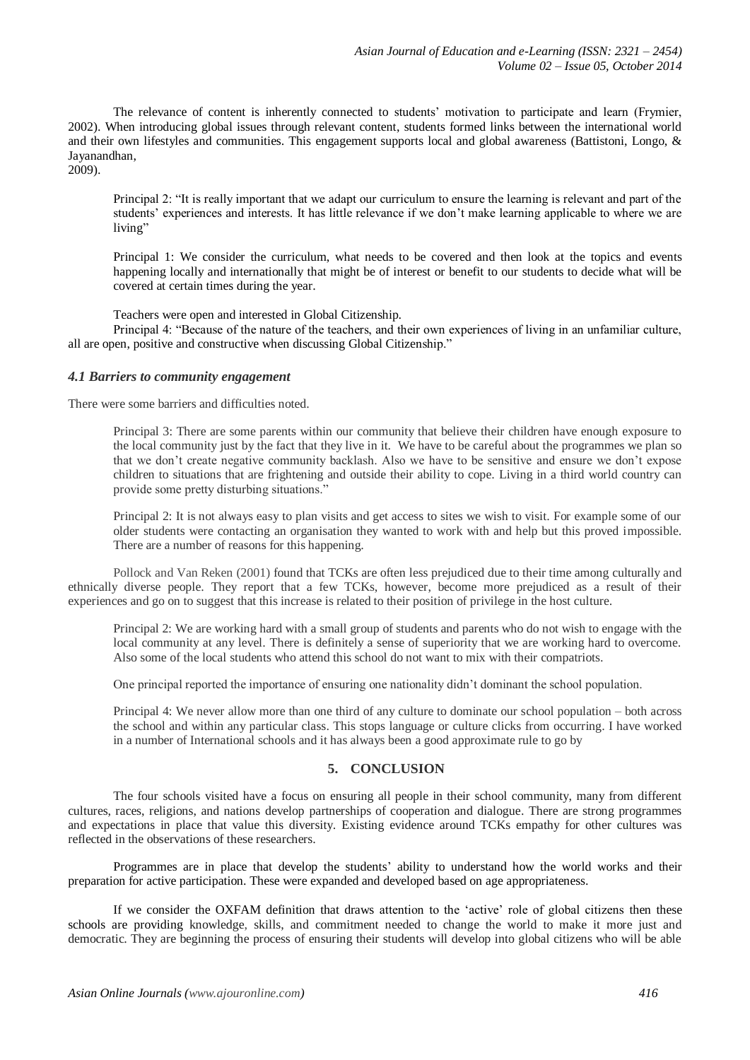The relevance of content is inherently connected to students' motivation to participate and learn (Frymier, 2002). When introducing global issues through relevant content, students formed links between the international world and their own lifestyles and communities. This engagement supports local and global awareness (Battistoni, Longo, & Jayanandhan, 2009).

> Principal 2: "It is really important that we adapt our curriculum to ensure the learning is relevant and part of the students' experiences and interests. It has little relevance if we don't make learning applicable to where we are living"
>
> Principal 1: We consider the curriculum, what needs to be covered and then look at the topics and events happening locally and internationally that might be of interest or benefit to our students to decide what will be covered at certain times during the year.
>
> Teachers were open and interested in Global Citizenship.

Principal 4: "Because of the nature of the teachers, and their own experiences of living in an unfamiliar culture, all are open, positive and constructive when discussing Global Citizenship."

### *4.1 Barriers to community engagement*

There were some barriers and difficulties noted.

> Principal 3: There are some parents within our community that believe their children have enough exposure to the local community just by the fact that they live in it. We have to be careful about the programmes we plan so that we don't create negative community backlash. Also we have to be sensitive and ensure we don't expose children to situations that are frightening and outside their ability to cope. Living in a third world country can provide some pretty disturbing situations."
>
> Principal 2: It is not always easy to plan visits and get access to sites we wish to visit. For example some of our older students were contacting an organisation they wanted to work with and help but this proved impossible. There are a number of reasons for this happening.

Pollock and Van Reken (2001) found that TCKs are often less prejudiced due to their time among culturally and ethnically diverse people. They report that a few TCKs, however, become more prejudiced as a result of their experiences and go on to suggest that this increase is related to their position of privilege in the host culture.

> Principal 2: We are working hard with a small group of students and parents who do not wish to engage with the local community at any level. There is definitely a sense of superiority that we are working hard to overcome. Also some of the local students who attend this school do not want to mix with their compatriots.
>
> One principal reported the importance of ensuring one nationality didn't dominant the school population.
>
> Principal 4: We never allow more than one third of any culture to dominate our school population – both across the school and within any particular class. This stops language or culture clicks from occurring. I have worked in a number of International schools and it has always been a good approximate rule to go by

## 5. CONCLUSION

The four schools visited have a focus on ensuring all people in their school community, many from different cultures, races, religions, and nations develop partnerships of cooperation and dialogue. There are strong programmes and expectations in place that value this diversity. Existing evidence around TCKs empathy for other cultures was reflected in the observations of these researchers.

Programmes are in place that develop the students' ability to understand how the world works and their preparation for active participation. These were expanded and developed based on age appropriateness.

If we consider the OXFAM definition that draws attention to the 'active' role of global citizens then these schools are providing knowledge, skills, and commitment needed to change the world to make it more just and democratic. They are beginning the process of ensuring their students will develop into global citizens who will be able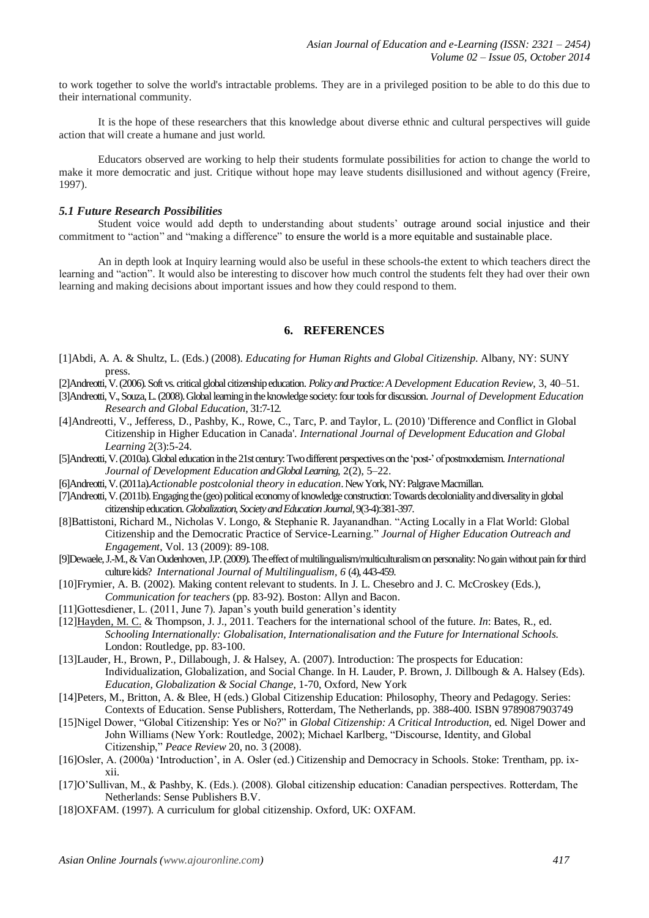to work together to solve the world's intractable problems. They are in a privileged position to be able to do this due to their international community.

It is the hope of these researchers that this knowledge about diverse ethnic and cultural perspectives will guide action that will create a humane and just world.

Educators observed are working to help their students formulate possibilities for action to change the world to make it more democratic and just. Critique without hope may leave students disillusioned and without agency (Freire, 1997).

### *5.1 Future Research Possibilities*

Student voice would add depth to understanding about students' outrage around social injustice and their commitment to "action" and "making a difference" to ensure the world is a more equitable and sustainable place.

An in depth look at Inquiry learning would also be useful in these schools-the extent to which teachers direct the learning and "action". It would also be interesting to discover how much control the students felt they had over their own learning and making decisions about important issues and how they could respond to them.

## 6. REFERENCES

[1]Abdi, A. A. & Shultz, L. (Eds.) (2008). *Educating for Human Rights and Global Citizenship.* Albany, NY: SUNY press.

[2]Andreotti, V. (2006). Soft vs. critical global citizenship education. *Policy and Practice: A Development Education Review*, 3, 40–51.

[3]Andreotti, V., Souza, L. (2008). Global learning in the knowledge society: four tools for discussion. *Journal of Development Education Research and Global Education*, 31:7-12.

[4]Andreotti, V., Jefferess, D., Pashby, K., Rowe, C., Tarc, P. and Taylor, L. (2010) 'Difference and Conflict in Global Citizenship in Higher Education in Canada'. *International Journal of Development Education and Global Learning* 2(3):5-24.

[5]Andreotti, V. (2010a). Global education in the 21st century: Two different perspectives on the 'post-' of postmodernism. *International Journal of Development Education and Global Learning*, 2(2), 5–22.

[6]Andreotti, V. (2011a).*Actionable postcolonial theory in education*. New York, NY: Palgrave Macmillan.

[7]Andreotti, V. (2011b). Engaging the (geo)political economy of knowledge construction: Towards decoloniality and diversality in global citizenship education. *Globalization, Society and Education Journal*, 9(3-4):381-397.

[8]Battistoni, Richard M., Nicholas V. Longo, & Stephanie R. Jayanandhan. "Acting Locally in a Flat World: Global Citizenship and the Democratic Practice of Service-Learning." *Journal of Higher Education Outreach and Engagement*, Vol. 13 (2009): 89-108.

[9]Dewaele, J.-M., & Van Oudenhoven, J.P. (2009). The effect of multilingualism/multiculturalism on personality: No gain without pain for third culture kids? *International Journal of Multilingualism, 6* (4), 443-459.

[10]Frymier, A. B. (2002). Making content relevant to students. In J. L. Chesebro and J. C. McCroskey (Eds.), *Communication for teachers* (pp. 83-92). Boston: Allyn and Bacon.

[11]Gottesdiener, L. (2011, June 7). Japan's youth build generation's identity

[12]Hayden, M. C. & Thompson, J. J., 2011. Teachers for the international school of the future. *In*: Bates, R., ed. *Schooling Internationally: Globalisation, Internationalisation and the Future for International Schools.* London: Routledge, pp. 83-100.

[13]Lauder, H., Brown, P., Dillabough, J. & Halsey, A. (2007). Introduction: The prospects for Education: Individualization, Globalization, and Social Change. In H. Lauder, P. Brown, J. Dillbough & A. Halsey (Eds). *Education, Globalization & Social Change*, 1-70, Oxford, New York

[14]Peters, M., Britton, A. & Blee, H (eds.) Global Citizenship Education: Philosophy, Theory and Pedagogy. Series: Contexts of Education. Sense Publishers, Rotterdam, The Netherlands, pp. 388-400. ISBN 9789087903749

[15]Nigel Dower, "Global Citizenship: Yes or No?" in *Global Citizenship: A Critical Introduction*, ed. Nigel Dower and John Williams (New York: Routledge, 2002); Michael Karlberg, "Discourse, Identity, and Global Citizenship," *Peace Review* 20, no. 3 (2008).

[16]Osler, A. (2000a) 'Introduction', in A. Osler (ed.) Citizenship and Democracy in Schools. Stoke: Trentham, pp. ix-xii.

[17]O'Sullivan, M., & Pashby, K. (Eds.). (2008). Global citizenship education: Canadian perspectives. Rotterdam, The Netherlands: Sense Publishers B.V.

[18]OXFAM. (1997). A curriculum for global citizenship. Oxford, UK: OXFAM.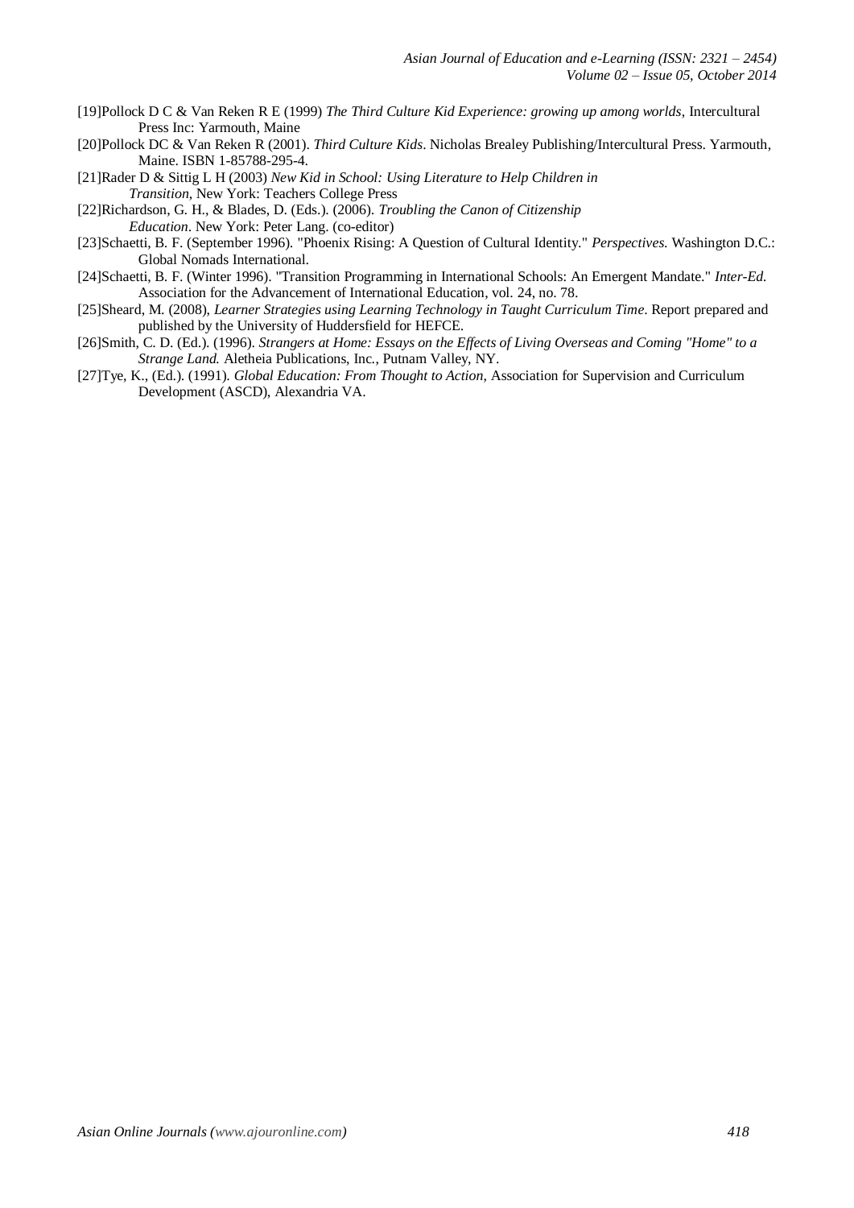[19]Pollock D C & Van Reken R E (1999) *The Third Culture Kid Experience: growing up among worlds*, Intercultural Press Inc: Yarmouth, Maine

[20]Pollock DC & Van Reken R (2001). *Third Culture Kids*. Nicholas Brealey Publishing/Intercultural Press. Yarmouth, Maine. ISBN 1-85788-295-4.

[21]Rader D & Sittig L H (2003) *New Kid in School: Using Literature to Help Children in Transition*, New York: Teachers College Press

[22]Richardson, G. H., & Blades, D. (Eds.). (2006). *Troubling the Canon of Citizenship Education*. New York: Peter Lang. (co-editor)

[23]Schaetti, B. F. (September 1996). "Phoenix Rising: A Question of Cultural Identity." *Perspectives.* Washington D.C.: Global Nomads International.

[24]Schaetti, B. F. (Winter 1996). "Transition Programming in International Schools: An Emergent Mandate." *Inter-Ed.* Association for the Advancement of International Education, vol. 24, no. 78.

[25]Sheard, M. (2008), *Learner Strategies using Learning Technology in Taught Curriculum Time*. Report prepared and published by the University of Huddersfield for HEFCE.

[26]Smith, C. D. (Ed.). (1996). *Strangers at Home: Essays on the Effects of Living Overseas and Coming "Home" to a Strange Land.* Aletheia Publications, Inc., Putnam Valley, NY.

[27]Tye, K., (Ed.). (1991). *Global Education: From Thought to Action*, Association for Supervision and Curriculum Development (ASCD), Alexandria VA.